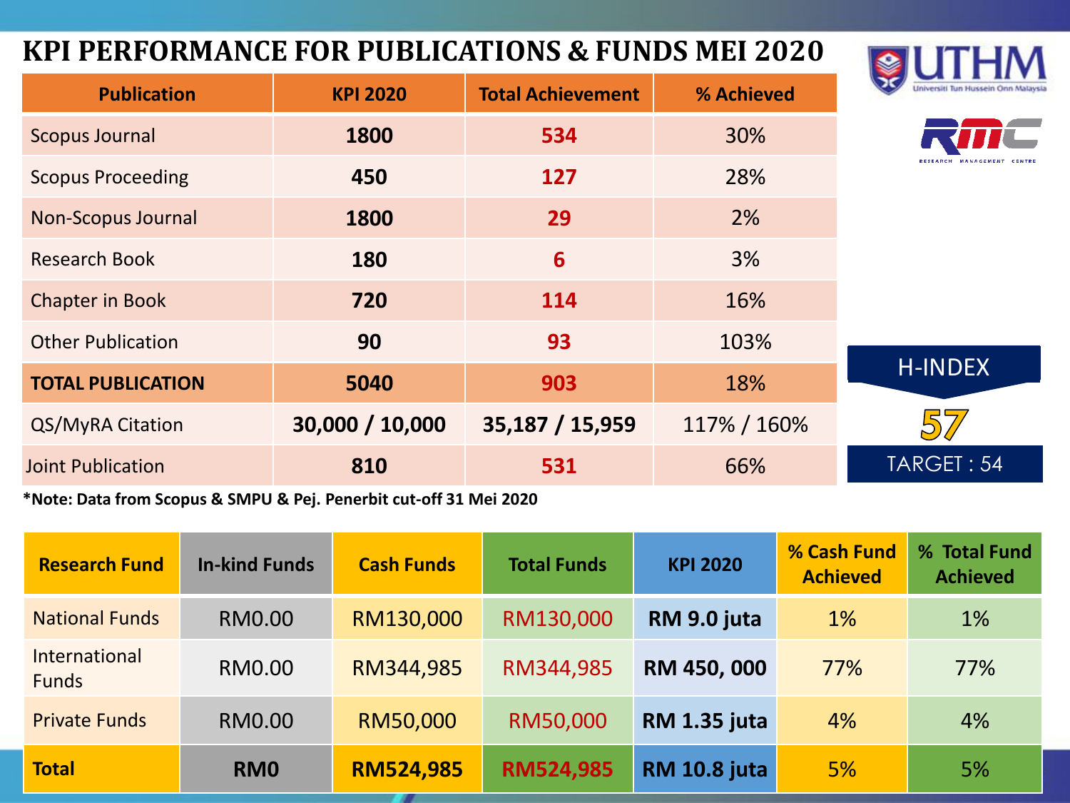# KPI PERFORMANCE FOR PUBLICATIONS & FUNDS MEI 2020

UTHM
Universiti Tun Hussein Onn Malaysia

RMC
RESEARCH MANAGEMENT CENTRE

| Publication | KPI 2020 | Total Achievement | % Achieved |
|---|---|---|---|
| Scopus Journal | **1800** | **534** | 30% |
| Scopus Proceeding | **450** | **127** | 28% |
| Non-Scopus Journal | **1800** | **29** | 2% |
| Research Book | **180** | **6** | 3% |
| Chapter in Book | **720** | **114** | 16% |
| Other Publication | **90** | **93** | 103% |
| **TOTAL PUBLICATION** | **5040** | **903** | 18% |
| QS/MyRA Citation | **30,000 / 10,000** | **35,187 / 15,959** | 117% / 160% |
| Joint Publication | **810** | **531** | 66% |

H-INDEX
57
TARGET : 54

***Note: Data from Scopus & SMPU & Pej. Penerbit cut-off 31 Mei 2020**

| Research Fund | In-kind Funds | Cash Funds | Total Funds | KPI 2020 | % Cash Fund Achieved | % Total Fund Achieved |
|---|---|---|---|---|---|---|
| National Funds | RM0.00 | RM130,000 | RM130,000 | **RM 9.0 juta** | 1% | 1% |
| International Funds | RM0.00 | RM344,985 | RM344,985 | **RM 450, 000** | 77% | 77% |
| Private Funds | RM0.00 | RM50,000 | RM50,000 | **RM 1.35 juta** | 4% | 4% |
| **Total** | **RM0** | **RM524,985** | **RM524,985** | **RM 10.8 juta** | 5% | 5% |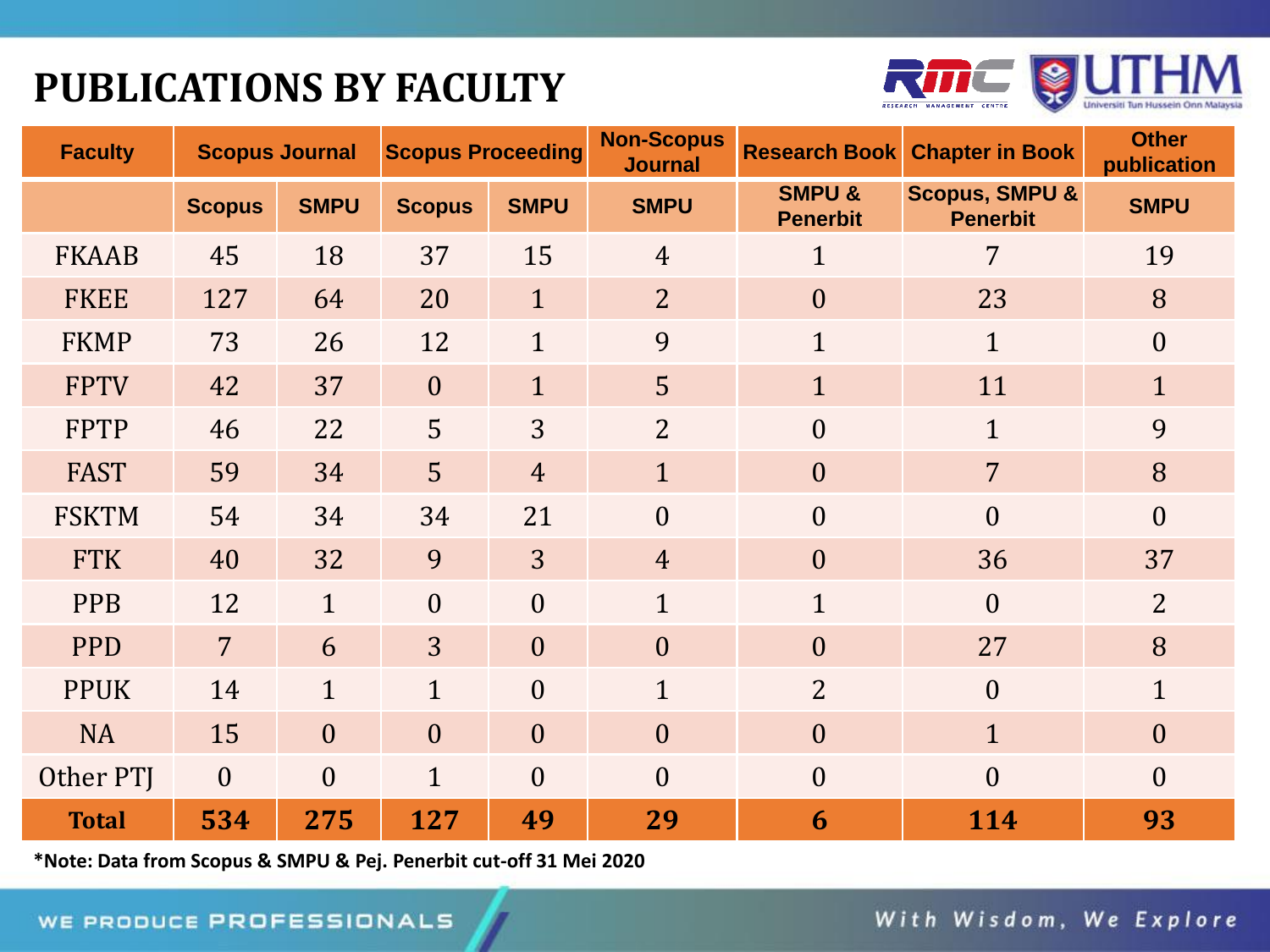# PUBLICATIONS BY FACULTY

| Faculty | Scopus Journal | | Scopus Proceeding | | Non-Scopus Journal | Research Book | Chapter in Book | Other publication |
|---|---|---|---|---|---|---|---|---|
| | Scopus | SMPU | Scopus | SMPU | SMPU | SMPU & Penerbit | Scopus, SMPU & Penerbit | SMPU |
| FKAAB | 45 | 18 | 37 | 15 | 4 | 1 | 7 | 19 |
| FKEE | 127 | 64 | 20 | 1 | 2 | 0 | 23 | 8 |
| FKMP | 73 | 26 | 12 | 1 | 9 | 1 | 1 | 0 |
| FPTV | 42 | 37 | 0 | 1 | 5 | 1 | 11 | 1 |
| FPTP | 46 | 22 | 5 | 3 | 2 | 0 | 1 | 9 |
| FAST | 59 | 34 | 5 | 4 | 1 | 0 | 7 | 8 |
| FSKTM | 54 | 34 | 34 | 21 | 0 | 0 | 0 | 0 |
| FTK | 40 | 32 | 9 | 3 | 4 | 0 | 36 | 37 |
| PPB | 12 | 1 | 0 | 0 | 1 | 1 | 0 | 2 |
| PPD | 7 | 6 | 3 | 0 | 0 | 0 | 27 | 8 |
| PPUK | 14 | 1 | 1 | 0 | 1 | 2 | 0 | 1 |
| NA | 15 | 0 | 0 | 0 | 0 | 0 | 1 | 0 |
| Other PTJ | 0 | 0 | 1 | 0 | 0 | 0 | 0 | 0 |
| **Total** | **534** | **275** | **127** | **49** | **29** | **6** | **114** | **93** |

**\*Note: Data from Scopus & SMPU & Pej. Penerbit cut-off 31 Mei 2020**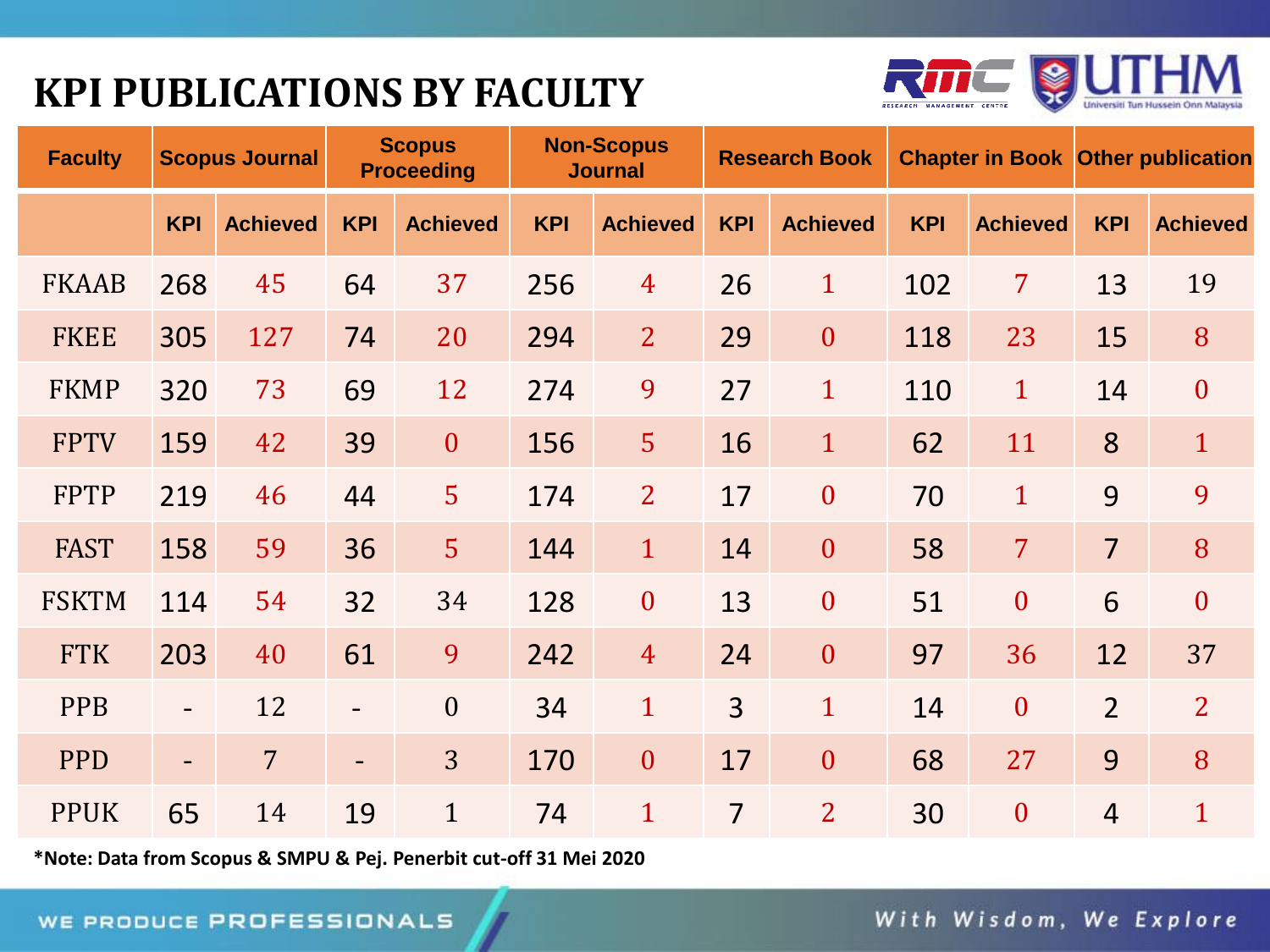# KPI PUBLICATIONS BY FACULTY

| Faculty | Scopus Journal | | Scopus Proceeding | | Non-Scopus Journal | | Research Book | | Chapter in Book | | Other publication | |
|---|---|---|---|---|---|---|---|---|---|---|---|---|
| | KPI | Achieved | KPI | Achieved | KPI | Achieved | KPI | Achieved | KPI | Achieved | KPI | Achieved |
| FKAAB | 268 | 45 | 64 | 37 | 256 | 4 | 26 | 1 | 102 | 7 | 13 | 19 |
| FKEE | 305 | 127 | 74 | 20 | 294 | 2 | 29 | 0 | 118 | 23 | 15 | 8 |
| FKMP | 320 | 73 | 69 | 12 | 274 | 9 | 27 | 1 | 110 | 1 | 14 | 0 |
| FPTV | 159 | 42 | 39 | 0 | 156 | 5 | 16 | 1 | 62 | 11 | 8 | 1 |
| FPTP | 219 | 46 | 44 | 5 | 174 | 2 | 17 | 0 | 70 | 1 | 9 | 9 |
| FAST | 158 | 59 | 36 | 5 | 144 | 1 | 14 | 0 | 58 | 7 | 7 | 8 |
| FSKTM | 114 | 54 | 32 | 34 | 128 | 0 | 13 | 0 | 51 | 0 | 6 | 0 |
| FTK | 203 | 40 | 61 | 9 | 242 | 4 | 24 | 0 | 97 | 36 | 12 | 37 |
| PPB | - | 12 | - | 0 | 34 | 1 | 3 | 1 | 14 | 0 | 2 | 2 |
| PPD | - | 7 | - | 3 | 170 | 0 | 17 | 0 | 68 | 27 | 9 | 8 |
| PPUK | 65 | 14 | 19 | 1 | 74 | 1 | 7 | 2 | 30 | 0 | 4 | 1 |

**\*Note: Data from Scopus & SMPU & Pej. Penerbit cut-off 31 Mei 2020**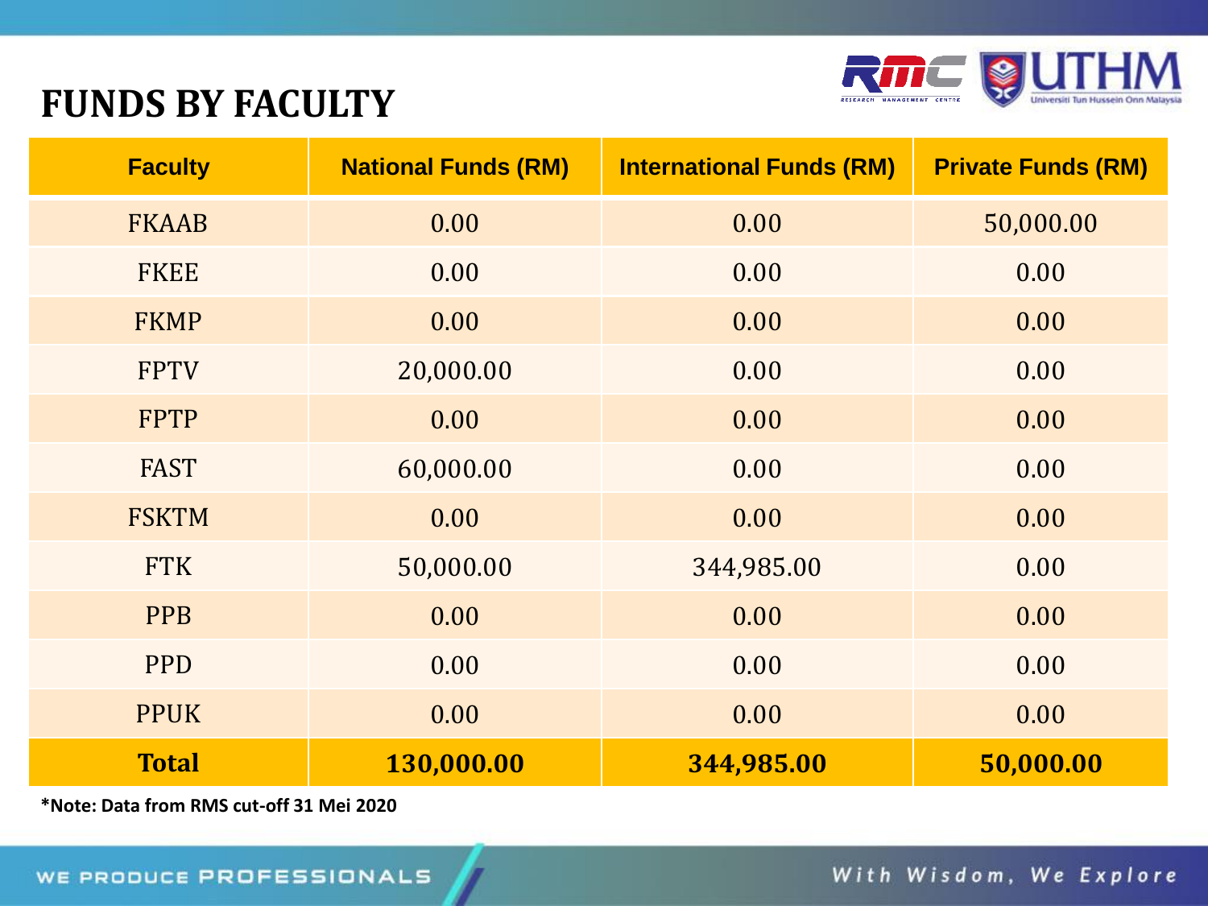# FUNDS BY FACULTY

| Faculty | National Funds (RM) | International Funds (RM) | Private Funds (RM) |
|---|---|---|---|
| FKAAB | 0.00 | 0.00 | 50,000.00 |
| FKEE | 0.00 | 0.00 | 0.00 |
| FKMP | 0.00 | 0.00 | 0.00 |
| FPTV | 20,000.00 | 0.00 | 0.00 |
| FPTP | 0.00 | 0.00 | 0.00 |
| FAST | 60,000.00 | 0.00 | 0.00 |
| FSKTM | 0.00 | 0.00 | 0.00 |
| FTK | 50,000.00 | 344,985.00 | 0.00 |
| PPB | 0.00 | 0.00 | 0.00 |
| PPD | 0.00 | 0.00 | 0.00 |
| PPUK | 0.00 | 0.00 | 0.00 |
| **Total** | **130,000.00** | **344,985.00** | **50,000.00** |

**\*Note: Data from RMS cut-off 31 Mei 2020**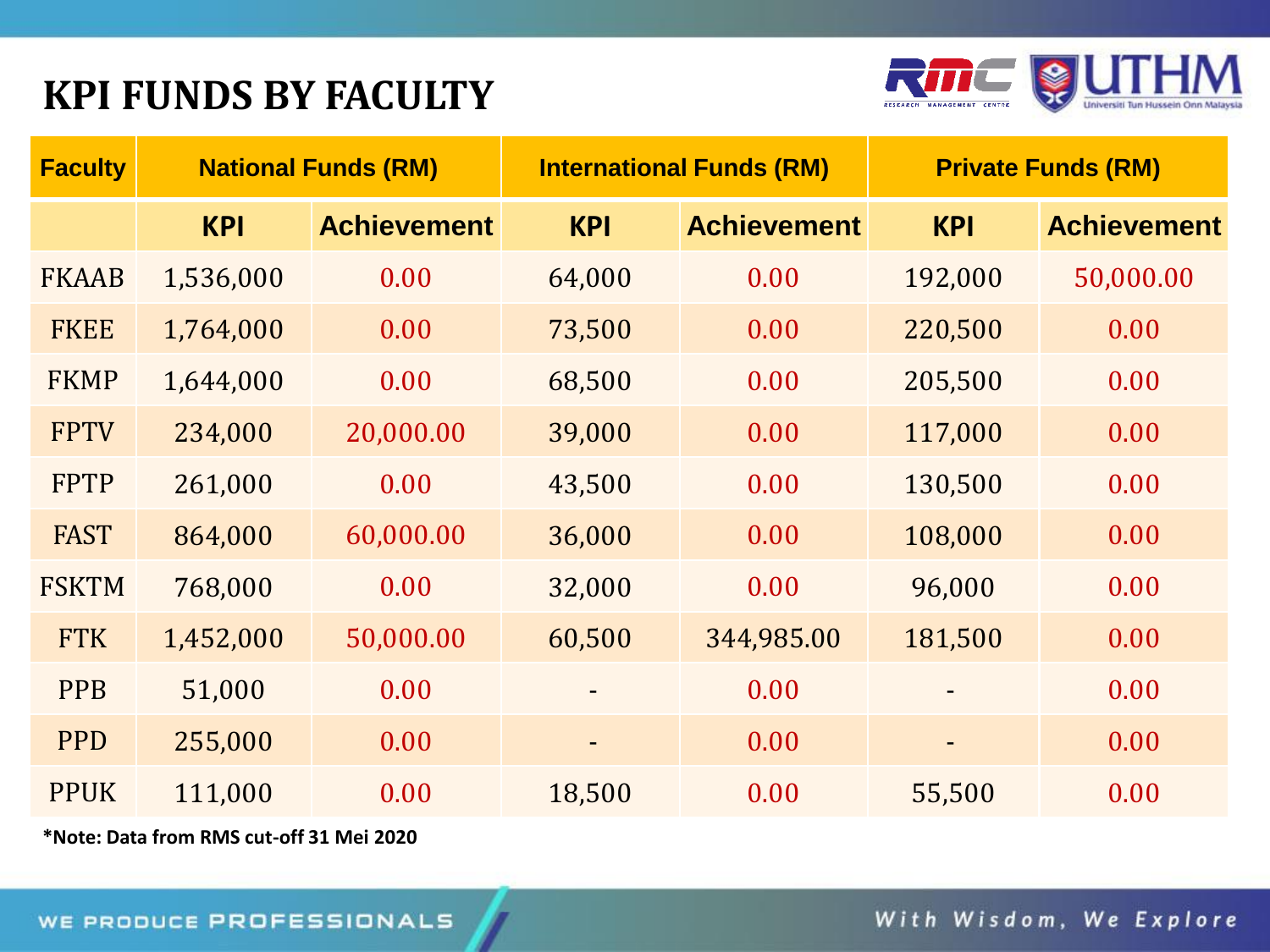# KPI FUNDS BY FACULTY

| Faculty | National Funds (RM) | | International Funds (RM) | | Private Funds (RM) | |
|---|---|---|---|---|---|---|
| | KPI | Achievement | KPI | Achievement | KPI | Achievement |
| FKAAB | 1,536,000 | 0.00 | 64,000 | 0.00 | 192,000 | 50,000.00 |
| FKEE | 1,764,000 | 0.00 | 73,500 | 0.00 | 220,500 | 0.00 |
| FKMP | 1,644,000 | 0.00 | 68,500 | 0.00 | 205,500 | 0.00 |
| FPTV | 234,000 | 20,000.00 | 39,000 | 0.00 | 117,000 | 0.00 |
| FPTP | 261,000 | 0.00 | 43,500 | 0.00 | 130,500 | 0.00 |
| FAST | 864,000 | 60,000.00 | 36,000 | 0.00 | 108,000 | 0.00 |
| FSKTM | 768,000 | 0.00 | 32,000 | 0.00 | 96,000 | 0.00 |
| FTK | 1,452,000 | 50,000.00 | 60,500 | 344,985.00 | 181,500 | 0.00 |
| PPB | 51,000 | 0.00 | - | 0.00 | - | 0.00 |
| PPD | 255,000 | 0.00 | - | 0.00 | - | 0.00 |
| PPUK | 111,000 | 0.00 | 18,500 | 0.00 | 55,500 | 0.00 |

**\*Note: Data from RMS cut-off 31 Mei 2020**

WE PRODUCE PROFESSIONALS

*With Wisdom, We Explore*